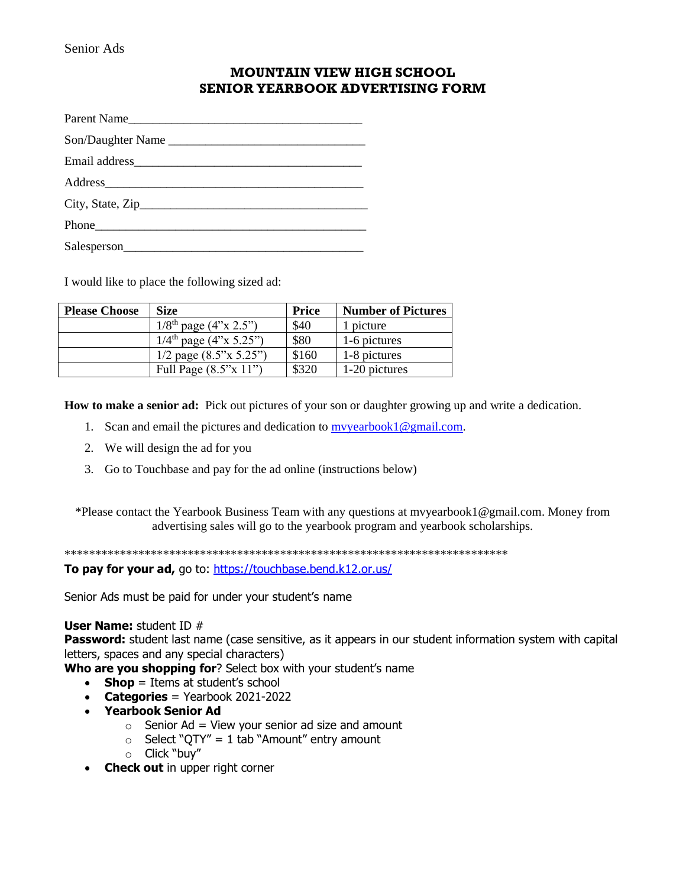Senior Ads

# MOUNTAIN VIEW HIGH SCHOOL
# SENIOR YEARBOOK ADVERTISING FORM

Parent Name_____________________________________

Son/Daughter Name _______________________________

Email address____________________________________

Address_________________________________________

City, State, Zip___________________________________

Phone__________________________________________

Salesperson______________________________________

I would like to place the following sized ad:

| Please Choose | Size | Price | Number of Pictures |
|---|---|---|---|
| | 1/8th page (4"x 2.5") | $40 | 1 picture |
| | 1/4th page (4"x 5.25") | $80 | 1-6 pictures |
| | 1/2 page (8.5"x 5.25") | $160 | 1-8 pictures |
| | Full Page (8.5"x 11") | $320 | 1-20 pictures |

**How to make a senior ad:** Pick out pictures of your son or daughter growing up and write a dedication.

1. Scan and email the pictures and dedication to mvyearbook1@gmail.com.
2. We will design the ad for you
3. Go to Touchbase and pay for the ad online (instructions below)

*Please contact the Yearbook Business Team with any questions at mvyearbook1@gmail.com. Money from advertising sales will go to the yearbook program and yearbook scholarships.

***************************************************************************

**To pay for your ad,** go to: https://touchbase.bend.k12.or.us/

Senior Ads must be paid for under your student's name

**User Name:** student ID #
**Password:** student last name (case sensitive, as it appears in our student information system with capital letters, spaces and any special characters)
**Who are you shopping for**? Select box with your student's name

- **Shop** = Items at student's school
- **Categories** = Yearbook 2021-2022
- **Yearbook Senior Ad**
  - Senior Ad = View your senior ad size and amount
  - Select "QTY" = 1 tab "Amount" entry amount
  - Click "buy"
- **Check out** in upper right corner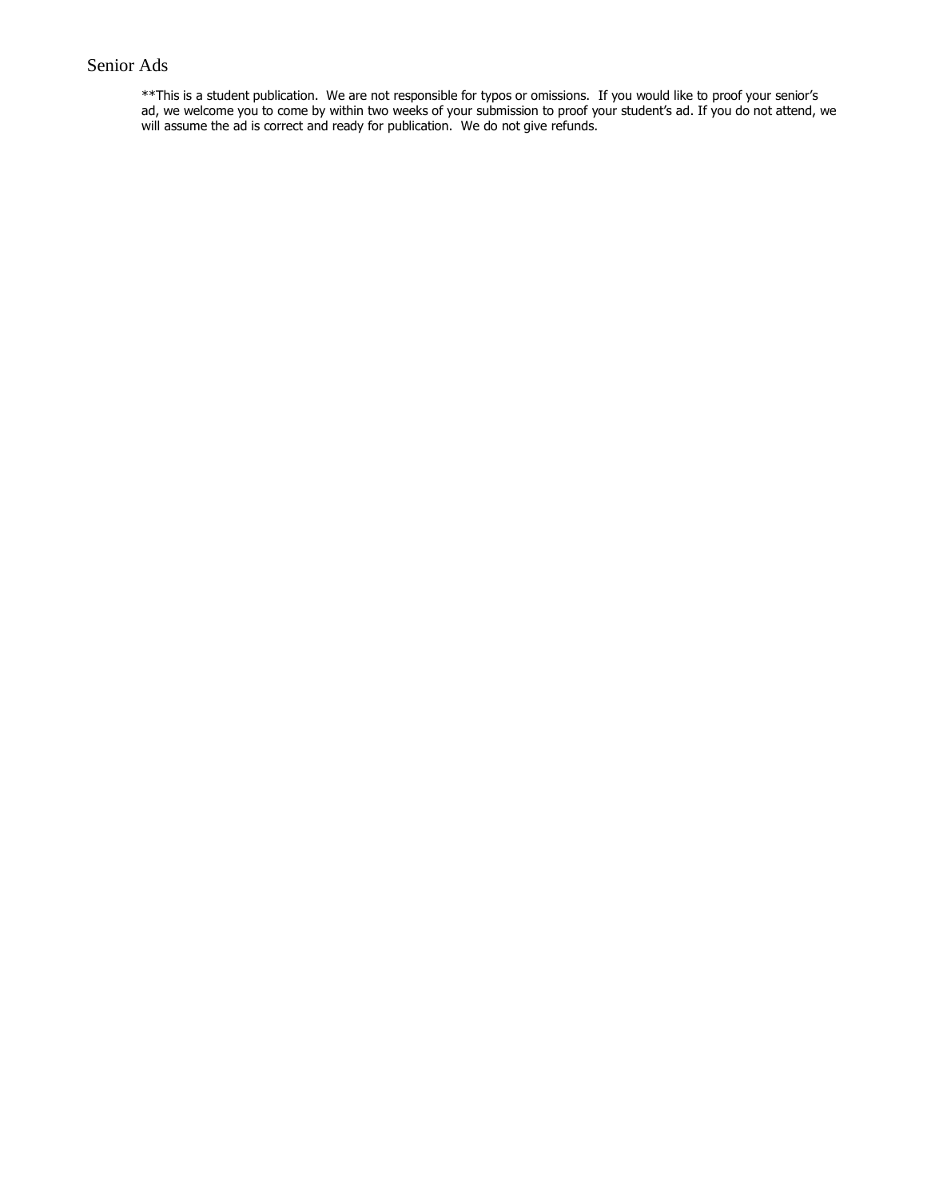# Senior Ads

**This is a student publication. We are not responsible for typos or omissions. If you would like to proof your senior's ad, we welcome you to come by within two weeks of your submission to proof your student's ad. If you do not attend, we will assume the ad is correct and ready for publication. We do not give refunds.